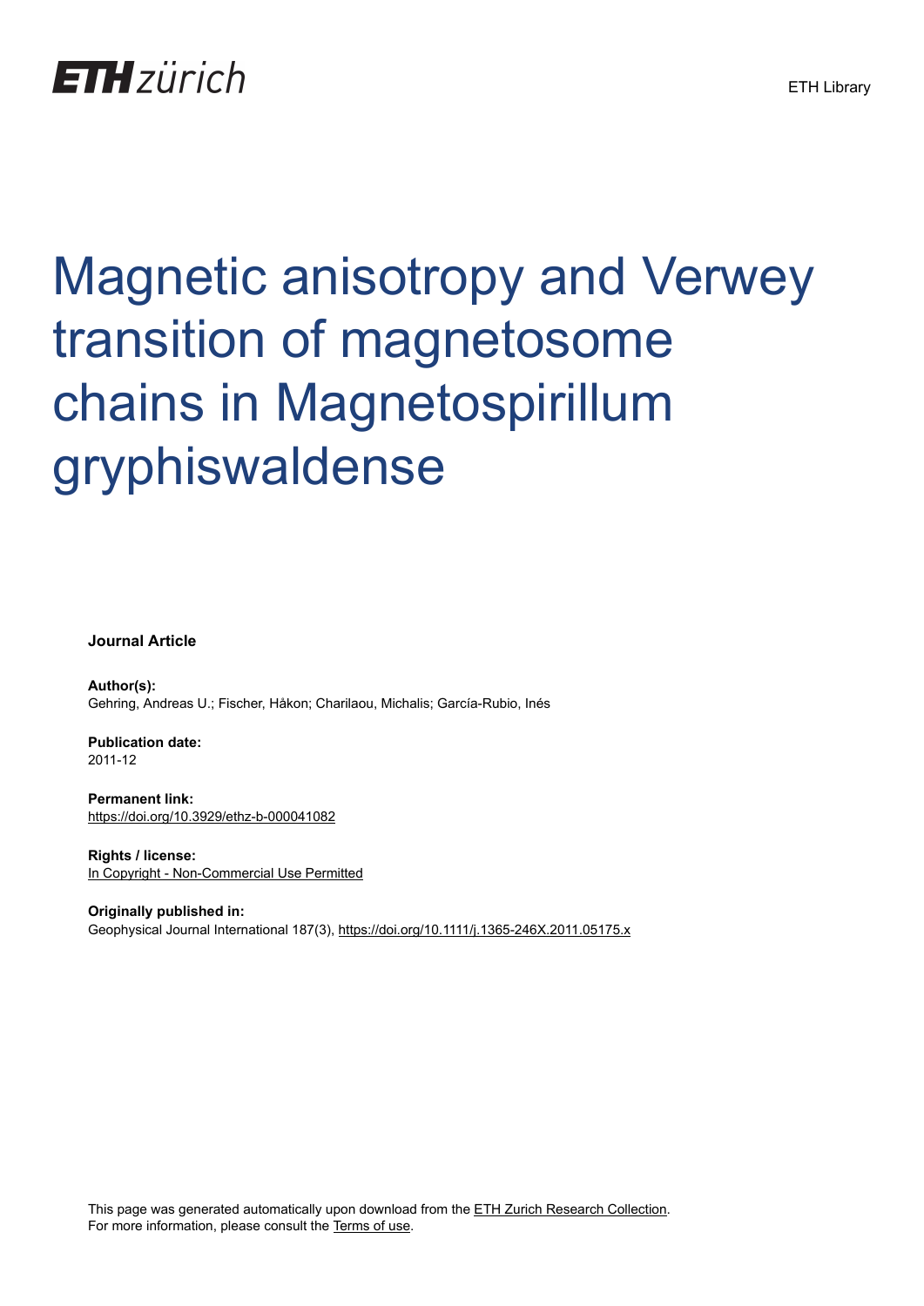ETH zürich

ETH Library

# Magnetic anisotropy and Verwey transition of magnetosome chains in Magnetospirillum gryphiswaldense

**Journal Article**

**Author(s):**
Gehring, Andreas U.; Fischer, Håkon; Charilaou, Michalis; García-Rubio, Inés

**Publication date:**
2011-12

**Permanent link:**
https://doi.org/10.3929/ethz-b-000041082

**Rights / license:**
In Copyright - Non-Commercial Use Permitted

**Originally published in:**
Geophysical Journal International 187(3), https://doi.org/10.1111/j.1365-246X.2011.05175.x

This page was generated automatically upon download from the ETH Zurich Research Collection.
For more information, please consult the Terms of use.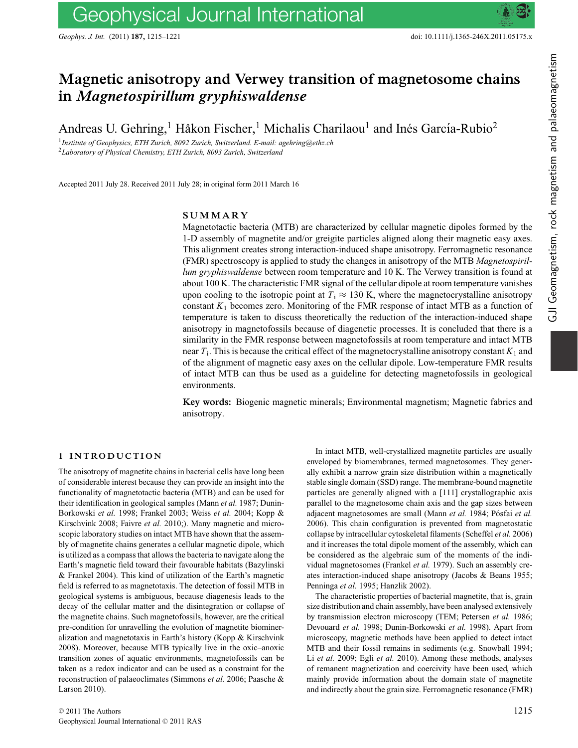# Magnetic anisotropy and Verwey transition of magnetosome chains in *Magnetospirillum gryphiswaldense*

Andreas U. Gehring,[1] Håkon Fischer,[1] Michalis Charilaou[1] and Inés García-Rubio[2]

[1] *Institute of Geophysics, ETH Zurich, 8092 Zurich, Switzerland. E-mail: agehring@ethz.ch*
[2] *Laboratory of Physical Chemistry, ETH Zurich, 8093 Zurich, Switzerland*

Accepted 2011 July 28. Received 2011 July 28; in original form 2011 March 16

## SUMMARY

Magnetotactic bacteria (MTB) are characterized by cellular magnetic dipoles formed by the 1-D assembly of magnetite and/or greigite particles aligned along their magnetic easy axes. This alignment creates strong interaction-induced shape anisotropy. Ferromagnetic resonance (FMR) spectroscopy is applied to study the changes in anisotropy of the MTB *Magnetospirillum gryphiswaldense* between room temperature and 10 K. The Verwey transition is found at about 100 K. The characteristic FMR signal of the cellular dipole at room temperature vanishes upon cooling to the isotropic point at $T_i \approx 130$ K, where the magnetocrystalline anisotropy constant $K_1$ becomes zero. Monitoring of the FMR response of intact MTB as a function of temperature is taken to discuss theoretically the reduction of the interaction-induced shape anisotropy in magnetofossils because of diagenetic processes. It is concluded that there is a similarity in the FMR response between magnetofossils at room temperature and intact MTB near $T_i$. This is because the critical effect of the magnetocrystalline anisotropy constant $K_1$ and of the alignment of magnetic easy axes on the cellular dipole. Low-temperature FMR results of intact MTB can thus be used as a guideline for detecting magnetofossils in geological environments.

**Key words:** Biogenic magnetic minerals; Environmental magnetism; Magnetic fabrics and anisotropy.

## 1 INTRODUCTION

The anisotropy of magnetite chains in bacterial cells have long been of considerable interest because they can provide an insight into the functionality of magnetotactic bacteria (MTB) and can be used for their identification in geological samples (Mann *et al.* 1987; Dunin-Borkowski *et al.* 1998; Frankel 2003; Weiss *et al.* 2004; Kopp & Kirschvink 2008; Faivre *et al.* 2010;). Many magnetic and microscopic laboratory studies on intact MTB have shown that the assembly of magnetite chains generates a cellular magnetic dipole, which is utilized as a compass that allows the bacteria to navigate along the Earth's magnetic field toward their favourable habitats (Bazylinski & Frankel 2004). This kind of utilization of the Earth's magnetic field is referred to as magnetotaxis. The detection of fossil MTB in geological systems is ambiguous, because diagenesis leads to the decay of the cellular matter and the disintegration or collapse of the magnetite chains. Such magnetofossils, however, are the critical pre-condition for unravelling the evolution of magnetite biomineralization and magnetotaxis in Earth's history (Kopp & Kirschvink 2008). Moreover, because MTB typically live in the oxic–anoxic transition zones of aquatic environments, magnetofossils can be taken as a redox indicator and can be used as a constraint for the reconstruction of palaeoclimates (Simmons *et al.* 2006; Paasche & Larson 2010).

In intact MTB, well-crystallized magnetite particles are usually enveloped by biomembranes, termed magnetosomes. They generally exhibit a narrow grain size distribution within a magnetically stable single domain (SSD) range. The membrane-bound magnetite particles are generally aligned with a [111] crystallographic axis parallel to the magnetosome chain axis and the gap sizes between adjacent magnetosomes are small (Mann *et al.* 1984; Pósfai *et al.* 2006). This chain configuration is prevented from magnetostatic collapse by intracellular cytoskeletal filaments (Scheffel *et al.* 2006) and it increases the total dipole moment of the assembly, which can be considered as the algebraic sum of the moments of the individual magnetosomes (Frankel *et al.* 1979). Such an assembly creates interaction-induced shape anisotropy (Jacobs & Beans 1955; Penninga *et al.* 1995; Hanzlik 2002).

The characteristic properties of bacterial magnetite, that is, grain size distribution and chain assembly, have been analysed extensively by transmission electron microscopy (TEM; Petersen *et al.* 1986; Devouard *et al.* 1998; Dunin-Borkowski *et al.* 1998). Apart from microscopy, magnetic methods have been applied to detect intact MTB and their fossil remains in sediments (e.g. Snowball 1994; Li *et al.* 2009; Egli *et al.* 2010). Among these methods, analyses of remanent magnetization and coercivity have been used, which mainly provide information about the domain state of magnetite and indirectly about the grain size. Ferromagnetic resonance (FMR)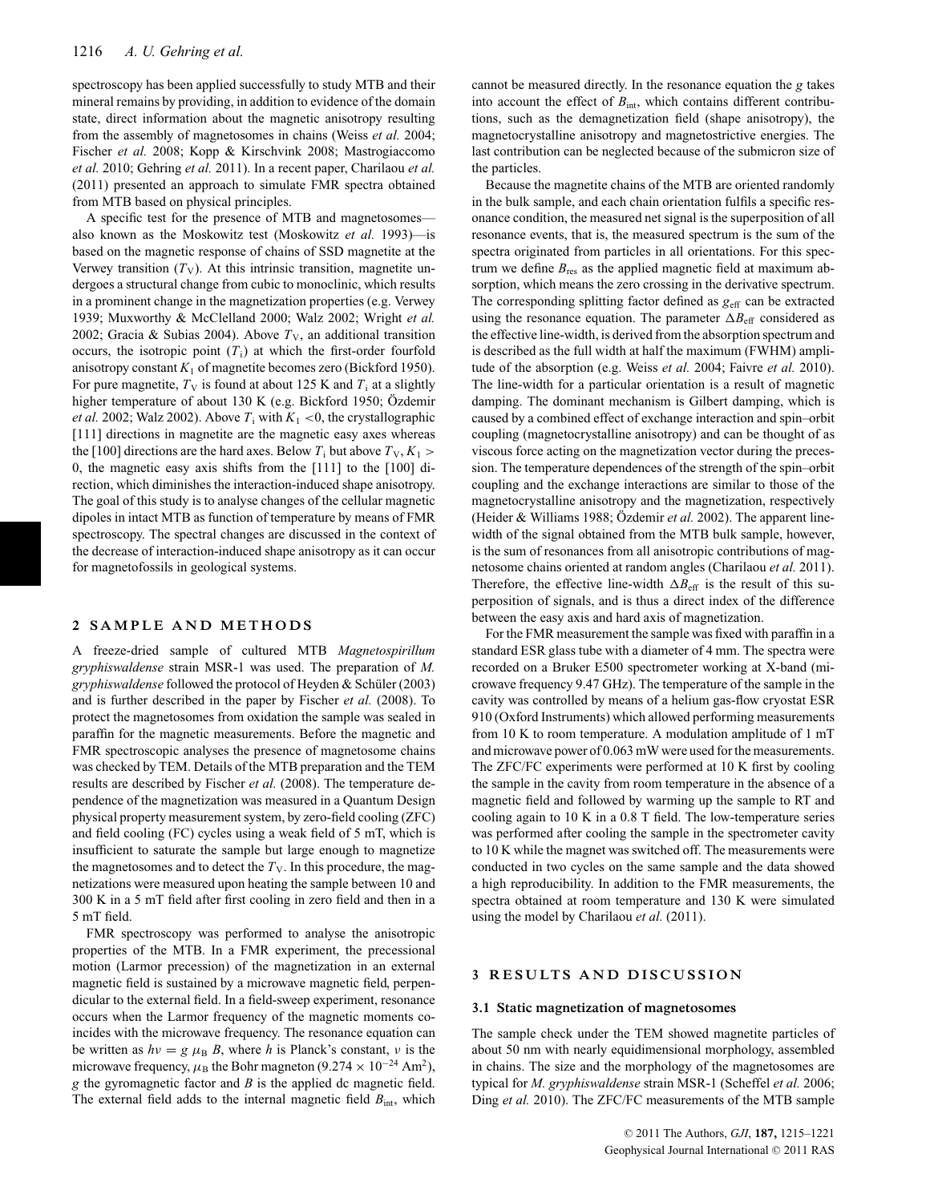spectroscopy has been applied successfully to study MTB and their mineral remains by providing, in addition to evidence of the domain state, direct information about the magnetic anisotropy resulting from the assembly of magnetosomes in chains (Weiss *et al.* 2004; Fischer *et al.* 2008; Kopp & Kirschvink 2008; Mastrogiaccomo *et al.* 2010; Gehring *et al.* 2011). In a recent paper, Charilaou *et al.* (2011) presented an approach to simulate FMR spectra obtained from MTB based on physical principles.

A specific test for the presence of MTB and magnetosomes—also known as the Moskowitz test (Moskowitz *et al.* 1993)—is based on the magnetic response of chains of SSD magnetite at the Verwey transition ($T_V$). At this intrinsic transition, magnetite undergoes a structural change from cubic to monoclinic, which results in a prominent change in the magnetization properties (e.g. Verwey 1939; Muxworthy & McClelland 2000; Walz 2002; Wright *et al.* 2002; Gracia & Subias 2004). Above $T_V$, an additional transition occurs, the isotropic point ($T_i$) at which the first-order fourfold anisotropy constant $K_1$ of magnetite becomes zero (Bickford 1950). For pure magnetite, $T_V$ is found at about 125 K and $T_i$ at a slightly higher temperature of about 130 K (e.g. Bickford 1950; Özdemir *et al.* 2002; Walz 2002). Above $T_i$ with $K_1 < 0$, the crystallographic [111] directions in magnetite are the magnetic easy axes whereas the [100] directions are the hard axes. Below $T_i$ but above $T_V$, $K_1 > 0$, the magnetic easy axis shifts from the [111] to the [100] direction, which diminishes the interaction-induced shape anisotropy. The goal of this study is to analyse changes of the cellular magnetic dipoles in intact MTB as function of temperature by means of FMR spectroscopy. The spectral changes are discussed in the context of the decrease of interaction-induced shape anisotropy as it can occur for magnetofossils in geological systems.

## 2 SAMPLE AND METHODS

A freeze-dried sample of cultured MTB *Magnetospirillum gryphiswaldense* strain MSR-1 was used. The preparation of *M. gryphiswaldense* followed the protocol of Heyden & Schüler (2003) and is further described in the paper by Fischer *et al.* (2008). To protect the magnetosomes from oxidation the sample was sealed in paraffin for the magnetic measurements. Before the magnetic and FMR spectroscopic analyses the presence of magnetosome chains was checked by TEM. Details of the MTB preparation and the TEM results are described by Fischer *et al.* (2008). The temperature dependence of the magnetization was measured in a Quantum Design physical property measurement system, by zero-field cooling (ZFC) and field cooling (FC) cycles using a weak field of 5 mT, which is insufficient to saturate the sample but large enough to magnetize the magnetosomes and to detect the $T_V$. In this procedure, the magnetizations were measured upon heating the sample between 10 and 300 K in a 5 mT field after first cooling in zero field and then in a 5 mT field.

FMR spectroscopy was performed to analyse the anisotropic properties of the MTB. In a FMR experiment, the precessional motion (Larmor precession) of the magnetization in an external magnetic field is sustained by a microwave magnetic field, perpendicular to the external field. In a field-sweep experiment, resonance occurs when the Larmor frequency of the magnetic moments coincides with the microwave frequency. The resonance equation can be written as $h\nu = g\,\mu_B\,B$, where $h$ is Planck's constant, $\nu$ is the microwave frequency, $\mu_B$ the Bohr magneton ($9.274 \times 10^{-24}$ Am$^2$), $g$ the gyromagnetic factor and $B$ is the applied dc magnetic field. The external field adds to the internal magnetic field $B_{int}$, which cannot be measured directly. In the resonance equation the $g$ takes into account the effect of $B_{int}$, which contains different contributions, such as the demagnetization field (shape anisotropy), the magnetocrystalline anisotropy and magnetostrictive energies. The last contribution can be neglected because of the submicron size of the particles.

Because the magnetite chains of the MTB are oriented randomly in the bulk sample, and each chain orientation fulfils a specific resonance condition, the measured net signal is the superposition of all resonance events, that is, the measured spectrum is the sum of the spectra originated from particles in all orientations. For this spectrum we define $B_{res}$ as the applied magnetic field at maximum absorption, which means the zero crossing in the derivative spectrum. The corresponding splitting factor defined as $g_{eff}$ can be extracted using the resonance equation. The parameter $\Delta B_{eff}$ considered as the effective line-width, is derived from the absorption spectrum and is described as the full width at half the maximum (FWHM) amplitude of the absorption (e.g. Weiss *et al.* 2004; Faivre *et al.* 2010). The line-width for a particular orientation is a result of magnetic damping. The dominant mechanism is Gilbert damping, which is caused by a combined effect of exchange interaction and spin–orbit coupling (magnetocrystalline anisotropy) and can be thought of as viscous force acting on the magnetization vector during the precession. The temperature dependences of the strength of the spin–orbit coupling and the exchange interactions are similar to those of the magnetocrystalline anisotropy and the magnetization, respectively (Heider & Williams 1988; Özdemir *et al.* 2002). The apparent line-width of the signal obtained from the MTB bulk sample, however, is the sum of resonances from all anisotropic contributions of magnetosome chains oriented at random angles (Charilaou *et al.* 2011). Therefore, the effective line-width $\Delta B_{eff}$ is the result of this superposition of signals, and is thus a direct index of the difference between the easy axis and hard axis of magnetization.

For the FMR measurement the sample was fixed with paraffin in a standard ESR glass tube with a diameter of 4 mm. The spectra were recorded on a Bruker E500 spectrometer working at X-band (microwave frequency 9.47 GHz). The temperature of the sample in the cavity was controlled by means of a helium gas-flow cryostat ESR 910 (Oxford Instruments) which allowed performing measurements from 10 K to room temperature. A modulation amplitude of 1 mT and microwave power of 0.063 mW were used for the measurements. The ZFC/FC experiments were performed at 10 K first by cooling the sample in the cavity from room temperature in the absence of a magnetic field and followed by warming up the sample to RT and cooling again to 10 K in a 0.8 T field. The low-temperature series was performed after cooling the sample in the spectrometer cavity to 10 K while the magnet was switched off. The measurements were conducted in two cycles on the same sample and the data showed a high reproducibility. In addition to the FMR measurements, the spectra obtained at room temperature and 130 K were simulated using the model by Charilaou *et al.* (2011).

## 3 RESULTS AND DISCUSSION

### 3.1 Static magnetization of magnetosomes

The sample check under the TEM showed magnetite particles of about 50 nm with nearly equidimensional morphology, assembled in chains. The size and the morphology of the magnetosomes are typical for *M. gryphiswaldense* strain MSR-1 (Scheffel *et al.* 2006; Ding *et al.* 2010). The ZFC/FC measurements of the MTB sample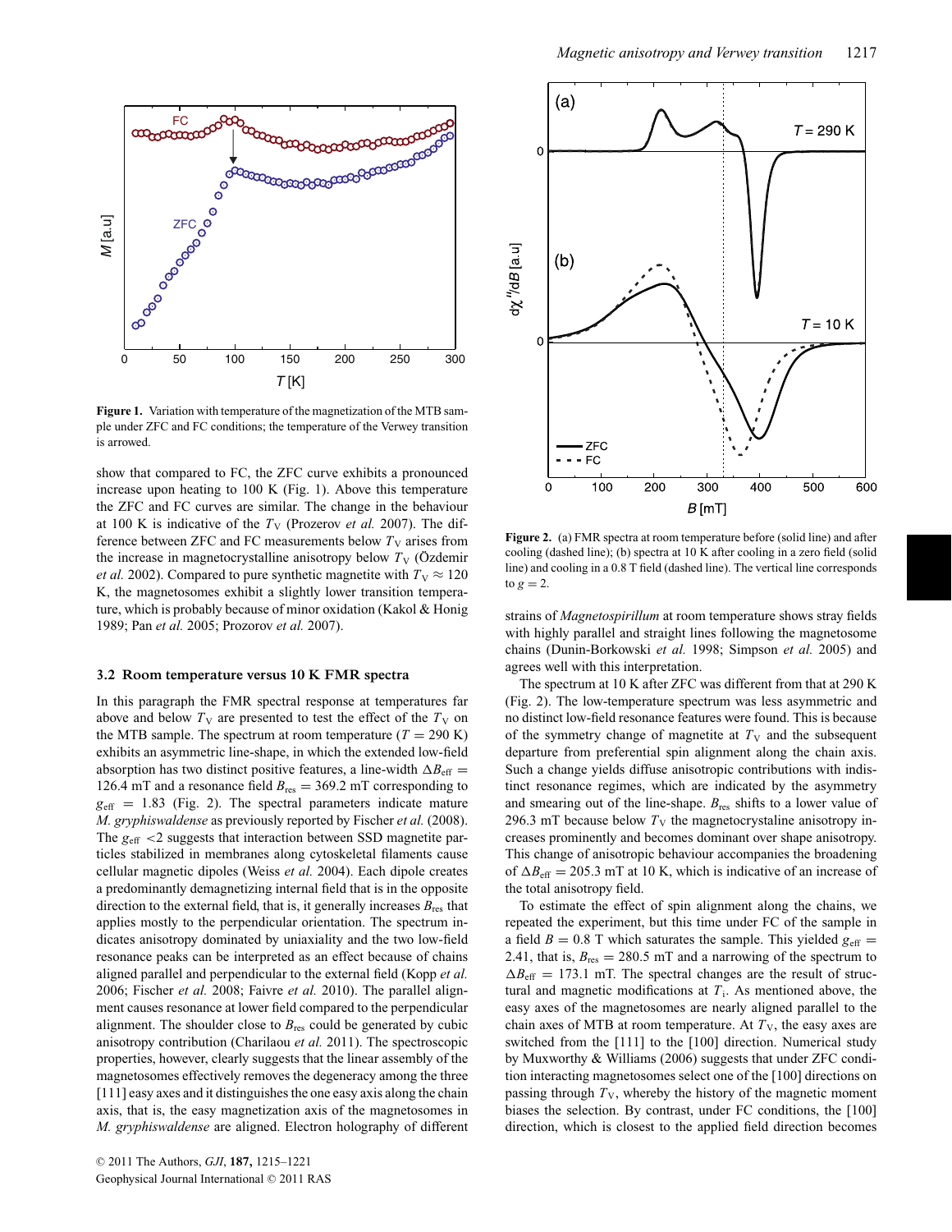**Figure 1.** Variation with temperature of the magnetization of the MTB sample under ZFC and FC conditions; the temperature of the Verwey transition is arrowed.

show that compared to FC, the ZFC curve exhibits a pronounced increase upon heating to 100 K (Fig. 1). Above this temperature the ZFC and FC curves are similar. The change in the behaviour at 100 K is indicative of the $T_V$ (Prozerov *et al.* 2007). The difference between ZFC and FC measurements below $T_V$ arises from the increase in magnetocrystalline anisotropy below $T_V$ (Özdemir *et al.* 2002). Compared to pure synthetic magnetite with $T_V \approx 120$ K, the magnetosomes exhibit a slightly lower transition temperature, which is probably because of minor oxidation (Kakol & Honig 1989; Pan *et al.* 2005; Prozorov *et al.* 2007).

### 3.2 Room temperature versus 10 K FMR spectra

In this paragraph the FMR spectral response at temperatures far above and below the $T_V$ are presented to test the effect of the $T_V$ on the MTB sample. The spectrum at room temperature ($T = 290$ K) exhibits an asymmetric line-shape, in which the extended low-field absorption has two distinct positive features, a line-width $\Delta B_{eff} = 126.4$ mT and a resonance field $B_{res} = 369.2$ mT corresponding to $g_{eff} = 1.83$ (Fig. 2). The spectral parameters indicate mature *M. gryphiswaldense* as previously reported by Fischer *et al.* (2008). The $g_{eff} < 2$ suggests that interaction between SSD magnetite particles stabilized in membranes along cytoskeletal filaments cause cellular magnetic dipoles (Weiss *et al.* 2004). Each dipole creates a predominantly demagnetizing internal field that is in the opposite direction to the external field, that is, it generally increases $B_{res}$ that applies mostly to the perpendicular orientation. The spectrum indicates anisotropy dominated by uniaxiality and the two low-field resonance peaks can be interpreted as an effect because of chains aligned parallel and perpendicular to the external field (Kopp *et al.* 2006; Fischer *et al.* 2008; Faivre *et al.* 2010). The parallel alignment causes resonance at lower field compared to the perpendicular alignment. The shoulder close to $B_{res}$ could be generated by cubic anisotropy contribution (Charilaou *et al.* 2011). The spectroscopic properties, however, clearly suggests that the linear assembly of the magnetosomes effectively removes the degeneracy among the three [111] easy axes and it distinguishes the one easy axis along the chain axis, that is, the easy magnetization axis of the magnetosomes in *M. gryphiswaldense* are aligned. Electron holography of different

**Figure 2.** (a) FMR spectra at room temperature before (solid line) and after cooling (dashed line); (b) spectra at 10 K after cooling in a zero field (solid line) and cooling in a 0.8 T field (dashed line). The vertical line corresponds to $g = 2$.

strains of *Magnetospirillum* at room temperature shows stray fields with highly parallel and straight lines following the magnetosome chains (Dunin-Borkowski *et al.* 1998; Simpson *et al.* 2005) and agrees well with this interpretation.

The spectrum at 10 K after ZFC was different from that at 290 K (Fig. 2). The low-temperature spectrum was less asymmetric and no distinct low-field resonance features were found. This is because of the symmetry change of magnetite at $T_V$ and the subsequent departure from preferential spin alignment along the chain axis. Such a change yields diffuse anisotropic contributions with indistinct resonance regimes, which are indicated by the asymmetry and smearing out of the line-shape. $B_{res}$ shifts to a lower value of 296.3 mT because below $T_V$ the magnetocrystaline anisotropy increases prominently and becomes dominant over shape anisotropy. This change of anisotropic behaviour accompanies the broadening of $\Delta B_{eff} = 205.3$ mT at 10 K, which is indicative of an increase of the total anisotropy field.

To estimate the effect of spin alignment along the chains, we repeated the experiment, but this time under FC of the sample in a field $B = 0.8$ T which saturates the sample. This yielded $g_{eff} = 2.41$, that is, $B_{res} = 280.5$ mT and a narrowing of the spectrum to $\Delta B_{eff} = 173.1$ mT. The spectral changes are the result of structural and magnetic modifications at $T_i$. As mentioned above, the easy axes of the magnetosomes are nearly aligned parallel to the chain axes of MTB at room temperature. At $T_V$, the easy axes are switched from the [111] to the [100] direction. Numerical study by Muxworthy & Williams (2006) suggests that under ZFC condition interacting magnetosomes select one of the [100] directions on passing through $T_V$, whereby the history of the magnetic moment biases the selection. By contrast, under FC conditions, the [100] direction, which is closest to the applied field direction becomes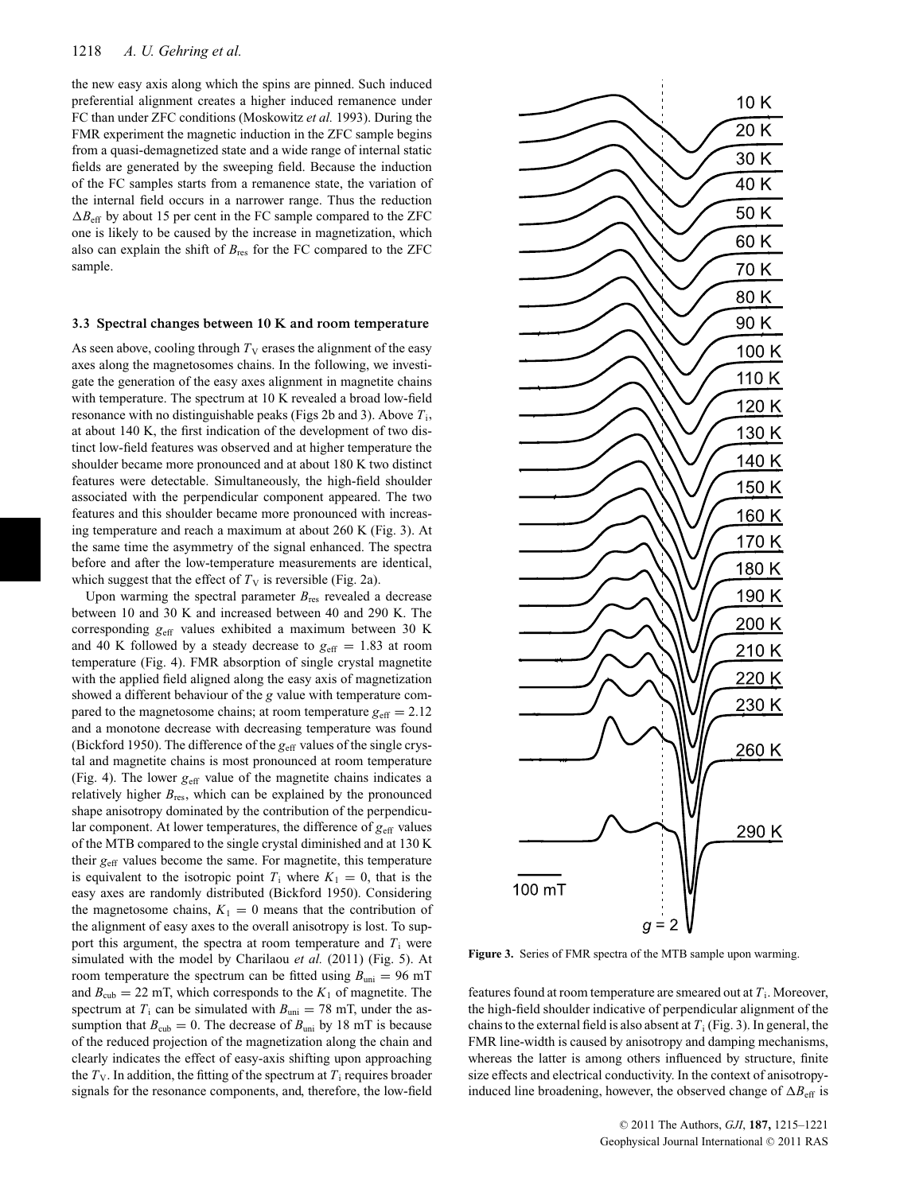the new easy axis along which the spins are pinned. Such induced preferential alignment creates a higher induced remanence under FC than under ZFC conditions (Moskowitz *et al.* 1993). During the FMR experiment the magnetic induction in the ZFC sample begins from a quasi-demagnetized state and a wide range of internal static fields are generated by the sweeping field. Because the induction of the FC samples starts from a remanence state, the variation of the internal field occurs in a narrower range. Thus the reduction $\Delta B_{eff}$ by about 15 per cent in the FC sample compared to the ZFC one is likely to be caused by the increase in magnetization, which also can explain the shift of $B_{res}$ for the FC compared to the ZFC sample.

### 3.3 Spectral changes between 10 K and room temperature

As seen above, cooling through $T_V$ erases the alignment of the easy axes along the magnetosomes chains. In the following, we investigate the generation of the easy axes alignment in magnetite chains with temperature. The spectrum at 10 K revealed a broad low-field resonance with no distinguishable peaks (Figs 2b and 3). Above $T_i$, at about 140 K, the first indication of the development of two distinct low-field features was observed and at higher temperature the shoulder became more pronounced and at about 180 K two distinct features were detectable. Simultaneously, the high-field shoulder associated with the perpendicular component appeared. The two features and this shoulder became more pronounced with increasing temperature and reach a maximum at about 260 K (Fig. 3). At the same time the asymmetry of the signal enhanced. The spectra before and after the low-temperature measurements are identical, which suggest that the effect of $T_V$ is reversible (Fig. 2a).

Upon warming the spectral parameter $B_{res}$ revealed a decrease between 10 and 30 K and increased between 40 and 290 K. The corresponding $g_{eff}$ values exhibited a maximum between 30 K and 40 K followed by a steady decrease to $g_{eff} = 1.83$ at room temperature (Fig. 4). FMR absorption of single crystal magnetite with the applied field aligned along the easy axis of magnetization showed a different behaviour of the $g$ value with temperature compared to the magnetosome chains; at room temperature $g_{eff} = 2.12$ and a monotone decrease with decreasing temperature was found (Bickford 1950). The difference of the $g_{eff}$ values of the single crystal and magnetite chains is most pronounced at room temperature (Fig. 4). The lower $g_{eff}$ value of the magnetite chains indicates a relatively higher $B_{res}$, which can be explained by the pronounced shape anisotropy dominated by the contribution of the perpendicular component. At lower temperatures, the difference of $g_{eff}$ values of the MTB compared to the single crystal diminished and at 130 K their $g_{eff}$ values become the same. For magnetite, this temperature is equivalent to the isotropic point $T_i$ where $K_1 = 0$, that is the easy axes are randomly distributed (Bickford 1950). Considering the magnetosome chains, $K_1 = 0$ means that the contribution of the alignment of easy axes to the overall anisotropy is lost. To support this argument, the spectra at room temperature and $T_i$ were simulated with the model by Charilaou *et al.* (2011) (Fig. 5). At room temperature the spectrum can be fitted using $B_{uni} = 96$ mT and $B_{cub} = 22$ mT, which corresponds to the $K_1$ of magnetite. The spectrum at $T_i$ can be simulated with $B_{uni} = 78$ mT, under the assumption that $B_{cub} = 0$. The decrease of $B_{uni}$ by 18 mT is because of the reduced projection of the magnetization along the chain and clearly indicates the effect of easy-axis shifting upon approaching the $T_V$. In addition, the fitting of the spectrum at $T_i$ requires broader signals for the resonance components, and, therefore, the low-field features found at room temperature are smeared out at $T_i$. Moreover, the high-field shoulder indicative of perpendicular alignment of the chains to the external field is also absent at $T_i$ (Fig. 3). In general, the FMR line-width is caused by anisotropy and damping mechanisms, whereas the latter is among others influenced by structure, finite size effects and electrical conductivity. In the context of anisotropy-induced line broadening, however, the observed change of $\Delta B_{eff}$ is

**Figure 3.** Series of FMR spectra of the MTB sample upon warming.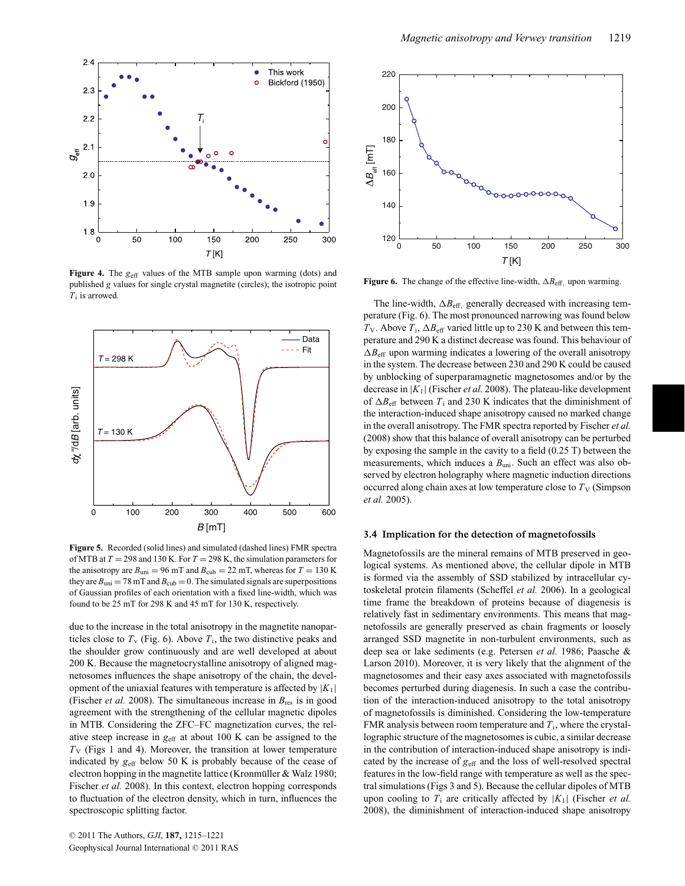**Figure 4.** The $g_{\mathrm{eff}}$ values of the MTB sample upon warming (dots) and published $g$ values for single crystal magnetite (circles); the isotropic point $T_{\mathrm{i}}$ is arrowed.

**Figure 5.** Recorded (solid lines) and simulated (dashed lines) FMR spectra of MTB at $T = 298$ and 130 K. For $T = 298$ K, the simulation parameters for the anisotropy are $B_{\mathrm{uni}} = 96$ mT and $B_{\mathrm{cub}} = 22$ mT, whereas for $T = 130$ K they are $B_{\mathrm{uni}} = 78$ mT and $B_{\mathrm{cub}} = 0$. The simulated signals are superpositions of Gaussian profiles of each orientation with a fixed line-width, which was found to be 25 mT for 298 K and 45 mT for 130 K, respectively.

due to the increase in the total anisotropy in the magnetite nanoparticles close to $T_{\mathrm{v}}$ (Fig. 6). Above $T_{\mathrm{i}}$, the two distinctive peaks and the shoulder grow continuously and are well developed at about 200 K. Because the magnetocrystalline anisotropy of aligned magnetosomes influences the shape anisotropy of the chain, the development of the uniaxial features with temperature is affected by $|K_1|$ (Fischer *et al.* 2008). The simultaneous increase in $B_{\mathrm{res}}$ is in good agreement with the strengthening of the cellular magnetic dipoles in MTB. Considering the ZFC–FC magnetization curves, the relative steep increase in $g_{\mathrm{eff}}$ at about 100 K can be assigned to the $T_{\mathrm{V}}$ (Figs 1 and 4). Moreover, the transition at lower temperature indicated by $g_{\mathrm{eff}}$ below 50 K is probably because of the cease of electron hopping in the magnetite lattice (Kronmüller & Walz 1980; Fischer *et al.* 2008). In this context, electron hopping corresponds to fluctuation of the electron density, which in turn, influences the spectroscopic splitting factor.

**Figure 6.** The change of the effective line-width, $\Delta B_{\mathrm{eff}}$, upon warming.

The line-width, $\Delta B_{\mathrm{eff}}$, generally decreased with increasing temperature (Fig. 6). The most pronounced narrowing was found below $T_{\mathrm{V}}$. Above $T_{\mathrm{i}}$, $\Delta B_{\mathrm{eff}}$ varied little up to 230 K and between this temperature and 290 K a distinct decrease was found. This behaviour of $\Delta B_{\mathrm{eff}}$ upon warming indicates a lowering of the overall anisotropy in the system. The decrease between 230 and 290 K could be caused by unblocking of superparamagnetic magnetosomes and/or by the decrease in $|K_1|$ (Fischer *et al.* 2008). The plateau-like development of $\Delta B_{\mathrm{eff}}$ between $T_{\mathrm{i}}$ and 230 K indicates that the diminishment of the interaction-induced shape anisotropy caused no marked change in the overall anisotropy. The FMR spectra reported by Fischer *et al.* (2008) show that this balance of overall anisotropy can be perturbed by exposing the sample in the cavity to a field (0.25 T) between the measurements, which induces a $B_{\mathrm{uni}}$. Such an effect was also observed by electron holography where magnetic induction directions occurred along chain axes at low temperature close to $T_{\mathrm{V}}$ (Simpson *et al.* 2005).

### 3.4 Implication for the detection of magnetofossils

Magnetofossils are the mineral remains of MTB preserved in geological systems. As mentioned above, the cellular dipole in MTB is formed via the assembly of SSD stabilized by intracellular cytoskeletal protein filaments (Scheffel *et al.* 2006). In a geological time frame the breakdown of proteins because of diagenesis is relatively fast in sedimentary environments. This means that magnetofossils are generally preserved as chain fragments or loosely arranged SSD magnetite in non-turbulent environments, such as deep sea or lake sediments (e.g. Petersen *et al.* 1986; Paasche & Larson 2010). Moreover, it is very likely that the alignment of the magnetosomes and their easy axes associated with magnetofossils becomes perturbed during diagenesis. In such a case the contribution of the interaction-induced anisotropy to the total anisotropy of magnetofossils is diminished. Considering the low-temperature FMR analysis between room temperature and $T_{\mathrm{i}}$, where the crystallographic structure of the magnetosomes is cubic, a similar decrease in the contribution of interaction-induced shape anisotropy is indicated by the increase of $g_{\mathrm{eff}}$ and the loss of well-resolved spectral features in the low-field range with temperature as well as the spectral simulations (Figs 3 and 5). Because the cellular dipoles of MTB upon cooling to $T_{\mathrm{i}}$ are critically affected by $|K_1|$ (Fischer *et al.* 2008), the diminishment of interaction-induced shape anisotropy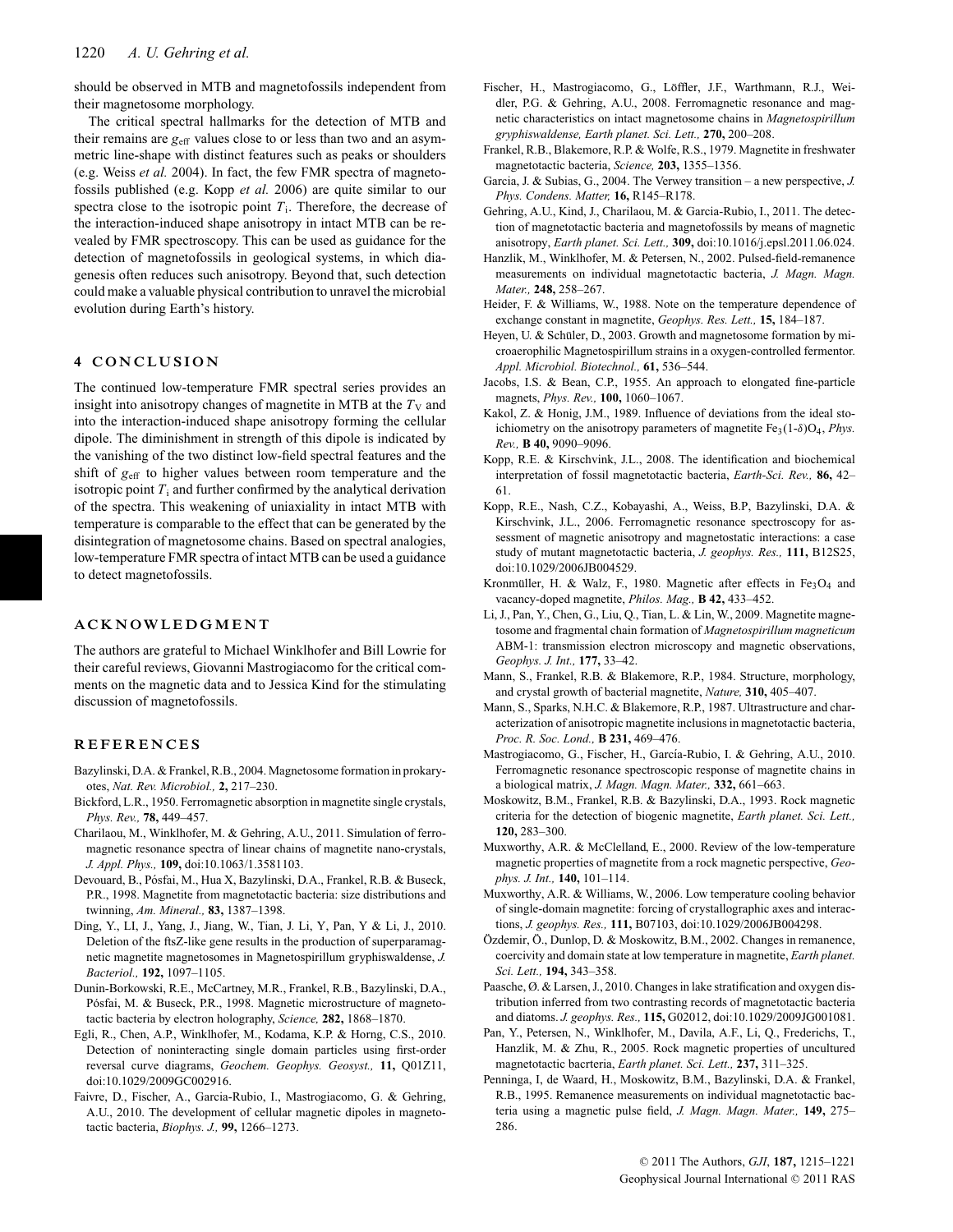should be observed in MTB and magnetofossils independent from their magnetosome morphology.

The critical spectral hallmarks for the detection of MTB and their remains are $g_{\mathrm{eff}}$ values close to or less than two and an asymmetric line-shape with distinct features such as peaks or shoulders (e.g. Weiss *et al.* 2004). In fact, the few FMR spectra of magnetofossils published (e.g. Kopp *et al.* 2006) are quite similar to our spectra close to the isotropic point $T_{\mathrm{i}}$. Therefore, the decrease of the interaction-induced shape anisotropy in intact MTB can be revealed by FMR spectroscopy. This can be used as guidance for the detection of magnetofossils in geological systems, in which diagenesis often reduces such anisotropy. Beyond that, such detection could make a valuable physical contribution to unravel the microbial evolution during Earth's history.

## 4 CONCLUSION

The continued low-temperature FMR spectral series provides an insight into anisotropy changes of magnetite in MTB at the $T_{\mathrm{V}}$ and into the interaction-induced shape anisotropy forming the cellular dipole. The diminishment in strength of this dipole is indicated by the vanishing of the two distinct low-field spectral features and the shift of $g_{\mathrm{eff}}$ to higher values between room temperature and the isotropic point $T_{\mathrm{i}}$ and further confirmed by the analytical derivation of the spectra. This weakening of uniaxiality in intact MTB with temperature is comparable to the effect that can be generated by the disintegration of magnetosome chains. Based on spectral analogies, low-temperature FMR spectra of intact MTB can be used a guidance to detect magnetofossils.

## ACKNOWLEDGMENT

The authors are grateful to Michael Winklhofer and Bill Lowrie for their careful reviews, Giovanni Mastrogiacomo for the critical comments on the magnetic data and to Jessica Kind for the stimulating discussion of magnetofossils.

## REFERENCES

Bazylinski, D.A. & Frankel, R.B., 2004. Magnetosome formation in prokaryotes, *Nat. Rev. Microbiol.,* **2,** 217–230.

Bickford, L.R., 1950. Ferromagnetic absorption in magnetite single crystals, *Phys. Rev.,* **78,** 449–457.

Charilaou, M., Winklhofer, M. & Gehring, A.U., 2011. Simulation of ferromagnetic resonance spectra of linear chains of magnetite nano-crystals, *J. Appl. Phys.,* **109,** doi:10.1063/1.3581103.

Devouard, B., Pósfai, M., Hua X, Bazylinski, D.A., Frankel, R.B. & Buseck, P.R., 1998. Magnetite from magnetotactic bacteria: size distributions and twinning, *Am. Mineral.,* **83,** 1387–1398.

Ding, Y., LI, J., Yang, J., Jiang, W., Tian, J. Li, Y, Pan, Y & Li, J., 2010. Deletion of the ftsZ-like gene results in the production of superparamagnetic magnetite magnetosomes in Magnetospirillum gryphiswaldense, *J. Bacteriol.,* **192,** 1097–1105.

Dunin-Borkowski, R.E., McCartney, M.R., Frankel, R.B., Bazylinski, D.A., Pósfai, M. & Buseck, P.R., 1998. Magnetic microstructure of magnetotactic bacteria by electron holography, *Science,* **282,** 1868–1870.

Egli, R., Chen, A.P., Winklhofer, M., Kodama, K.P. & Horng, C.S., 2010. Detection of noninteracting single domain particles using first-order reversal curve diagrams, *Geochem. Geophys. Geosyst.,* **11,** Q01Z11, doi:10.1029/2009GC002916.

Faivre, D., Fischer, A., Garcia-Rubio, I., Mastrogiacomo, G. & Gehring, A.U., 2010. The development of cellular magnetic dipoles in magnetotactic bacteria, *Biophys. J.,* **99,** 1266–1273.

Fischer, H., Mastrogiacomo, G., Löffler, J.F., Warthmann, R.J., Weidler, P.G. & Gehring, A.U., 2008. Ferromagnetic resonance and magnetic characteristics on intact magnetosome chains in *Magnetospirillum gryphiswaldense, Earth planet. Sci. Lett.,* **270,** 200–208.

Frankel, R.B., Blakemore, R.P. & Wolfe, R.S., 1979. Magnetite in freshwater magnetotactic bacteria, *Science,* **203,** 1355–1356.

Garcia, J. & Subias, G., 2004. The Verwey transition – a new perspective, *J. Phys. Condens. Matter,* **16,** R145–R178.

Gehring, A.U., Kind, J., Charilaou, M. & Garcia-Rubio, I., 2011. The detection of magnetotactic bacteria and magnetofossils by means of magnetic anisotropy, *Earth planet. Sci. Lett.,* **309,** doi:10.1016/j.epsl.2011.06.024.

Hanzlik, M., Winklhofer, M. & Petersen, N., 2002. Pulsed-field-remanence measurements on individual magnetotactic bacteria, *J. Magn. Magn. Mater.,* **248,** 258–267.

Heider, F. & Williams, W., 1988. Note on the temperature dependence of exchange constant in magnetite, *Geophys. Res. Lett.,* **15,** 184–187.

Heyen, U. & Schüler, D., 2003. Growth and magnetosome formation by microaerophilic Magnetospirillum strains in a oxygen-controlled fermentor. *Appl. Microbiol. Biotechnol.,* **61,** 536–544.

Jacobs, I.S. & Bean, C.P., 1955. An approach to elongated fine-particle magnets, *Phys. Rev.,* **100,** 1060–1067.

Kakol, Z. & Honig, J.M., 1989. Influence of deviations from the ideal stoichiometry on the anisotropy parameters of magnetite $Fe_3(1\text{-}\delta)O_4$, *Phys. Rev.,* **B 40,** 9090–9096.

Kopp, R.E. & Kirschvink, J.L., 2008. The identification and biochemical interpretation of fossil magnetotactic bacteria, *Earth-Sci. Rev.,* **86,** 42–61.

Kopp, R.E., Nash, C.Z., Kobayashi, A., Weiss, B.P, Bazylinski, D.A. & Kirschvink, J.L., 2006. Ferromagnetic resonance spectroscopy for assessment of magnetic anisotropy and magnetostatic interactions: a case study of mutant magnetotactic bacteria, *J. geophys. Res.,* **111,** B12S25, doi:10.1029/2006JB004529.

Kronmüller, H. & Walz, F., 1980. Magnetic after effects in $Fe_3O_4$ and vacancy-doped magnetite, *Philos. Mag.,* **B 42,** 433–452.

Li, J., Pan, Y., Chen, G., Liu, Q., Tian, L. & Lin, W., 2009. Magnetite magnetosome and fragmental chain formation of *Magnetospirillum magneticum* ABM-1: transmission electron microscopy and magnetic observations, *Geophys. J. Int.,* **177,** 33–42.

Mann, S., Frankel, R.B. & Blakemore, R.P., 1984. Structure, morphology, and crystal growth of bacterial magnetite, *Nature,* **310,** 405–407.

Mann, S., Sparks, N.H.C. & Blakemore, R.P., 1987. Ultrastructure and characterization of anisotropic magnetite inclusions in magnetotactic bacteria, *Proc. R. Soc. Lond.,* **B 231,** 469–476.

Mastrogiacomo, G., Fischer, H., García-Rubio, I. & Gehring, A.U., 2010. Ferromagnetic resonance spectroscopic response of magnetite chains in a biological matrix, *J. Magn. Magn. Mater.,* **332,** 661–663.

Moskowitz, B.M., Frankel, R.B. & Bazylinski, D.A., 1993. Rock magnetic criteria for the detection of biogenic magnetite, *Earth planet. Sci. Lett.,* **120,** 283–300.

Muxworthy, A.R. & McClelland, E., 2000. Review of the low-temperature magnetic properties of magnetite from a rock magnetic perspective, *Geophys. J. Int.,* **140,** 101–114.

Muxworthy, A.R. & Williams, W., 2006. Low temperature cooling behavior of single-domain magnetite: forcing of crystallographic axes and interactions, *J. geophys. Res.,* **111,** B07103, doi:10.1029/2006JB004298.

Özdemir, Ö., Dunlop, D. & Moskowitz, B.M., 2002. Changes in remanence, coercivity and domain state at low temperature in magnetite, *Earth planet. Sci. Lett.,* **194,** 343–358.

Paasche, Ø. & Larsen, J., 2010. Changes in lake stratification and oxygen distribution inferred from two contrasting records of magnetotactic bacteria and diatoms. *J. geophys. Res.,* **115,** G02012, doi:10.1029/2009JG001081.

Pan, Y., Petersen, N., Winklhofer, M., Davila, A.F., Li, Q., Frederichs, T., Hanzlik, M. & Zhu, R., 2005. Rock magnetic properties of uncultured magnetotactic bacrteria, *Earth planet. Sci. Lett.,* **237,** 311–325.

Penninga, I, de Waard, H., Moskowitz, B.M., Bazylinski, D.A. & Frankel, R.B., 1995. Remanence measurements on individual magnetotactic bacteria using a magnetic pulse field, *J. Magn. Magn. Mater.,* **149,** 275–286.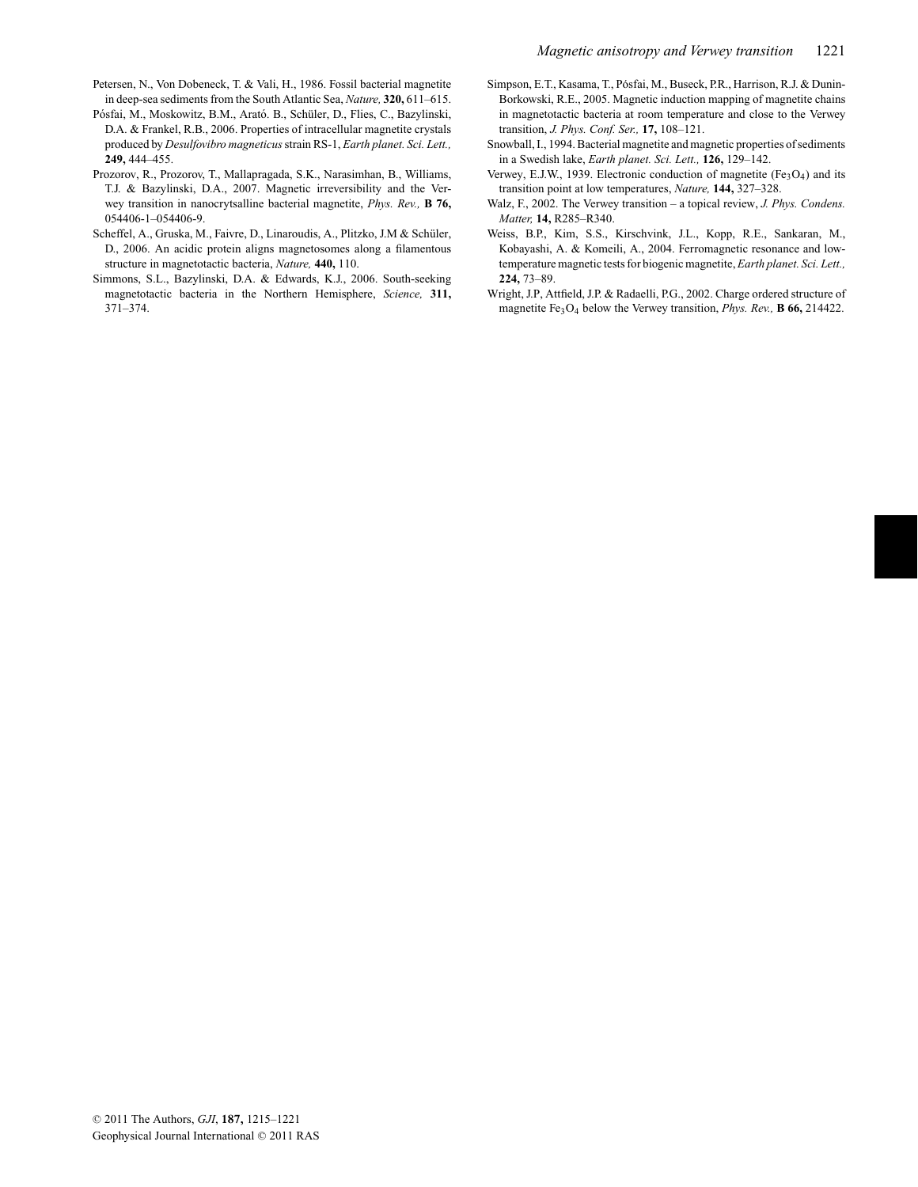Petersen, N., Von Dobeneck, T. & Vali, H., 1986. Fossil bacterial magnetite in deep-sea sediments from the South Atlantic Sea, *Nature,* **320,** 611–615.

Pósfai, M., Moskowitz, B.M., Arató. B., Schüler, D., Flies, C., Bazylinski, D.A. & Frankel, R.B., 2006. Properties of intracellular magnetite crystals produced by *Desulfovibro magneticus* strain RS-1, *Earth planet. Sci. Lett.,* **249,** 444–455.

Prozorov, R., Prozorov, T., Mallapragada, S.K., Narasimhan, B., Williams, T.J. & Bazylinski, D.A., 2007. Magnetic irreversibility and the Verwey transition in nanocrytsalline bacterial magnetite, *Phys. Rev.,* **B 76,** 054406-1–054406-9.

Scheffel, A., Gruska, M., Faivre, D., Linaroudis, A., Plitzko, J.M & Schüler, D., 2006. An acidic protein aligns magnetosomes along a filamentous structure in magnetotactic bacteria, *Nature,* **440,** 110.

Simmons, S.L., Bazylinski, D.A. & Edwards, K.J., 2006. South-seeking magnetotactic bacteria in the Northern Hemisphere, *Science,* **311,** 371–374.

Simpson, E.T., Kasama, T., Pósfai, M., Buseck, P.R., Harrison, R.J. & Dunin-Borkowski, R.E., 2005. Magnetic induction mapping of magnetite chains in magnetotactic bacteria at room temperature and close to the Verwey transition, *J. Phys. Conf. Ser.,* **17,** 108–121.

Snowball, I., 1994. Bacterial magnetite and magnetic properties of sediments in a Swedish lake, *Earth planet. Sci. Lett.,* **126,** 129–142.

Verwey, E.J.W., 1939. Electronic conduction of magnetite ($Fe_3O_4$) and its transition point at low temperatures, *Nature,* **144,** 327–328.

Walz, F., 2002. The Verwey transition – a topical review, *J. Phys. Condens. Matter,* **14,** R285–R340.

Weiss, B.P., Kim, S.S., Kirschvink, J.L., Kopp, R.E., Sankaran, M., Kobayashi, A. & Komeili, A., 2004. Ferromagnetic resonance and low-temperature magnetic tests for biogenic magnetite, *Earth planet. Sci. Lett.,* **224,** 73–89.

Wright, J.P, Attfield, J.P. & Radaelli, P.G., 2002. Charge ordered structure of magnetite $Fe_3O_4$ below the Verwey transition, *Phys. Rev.,* **B 66,** 214422.